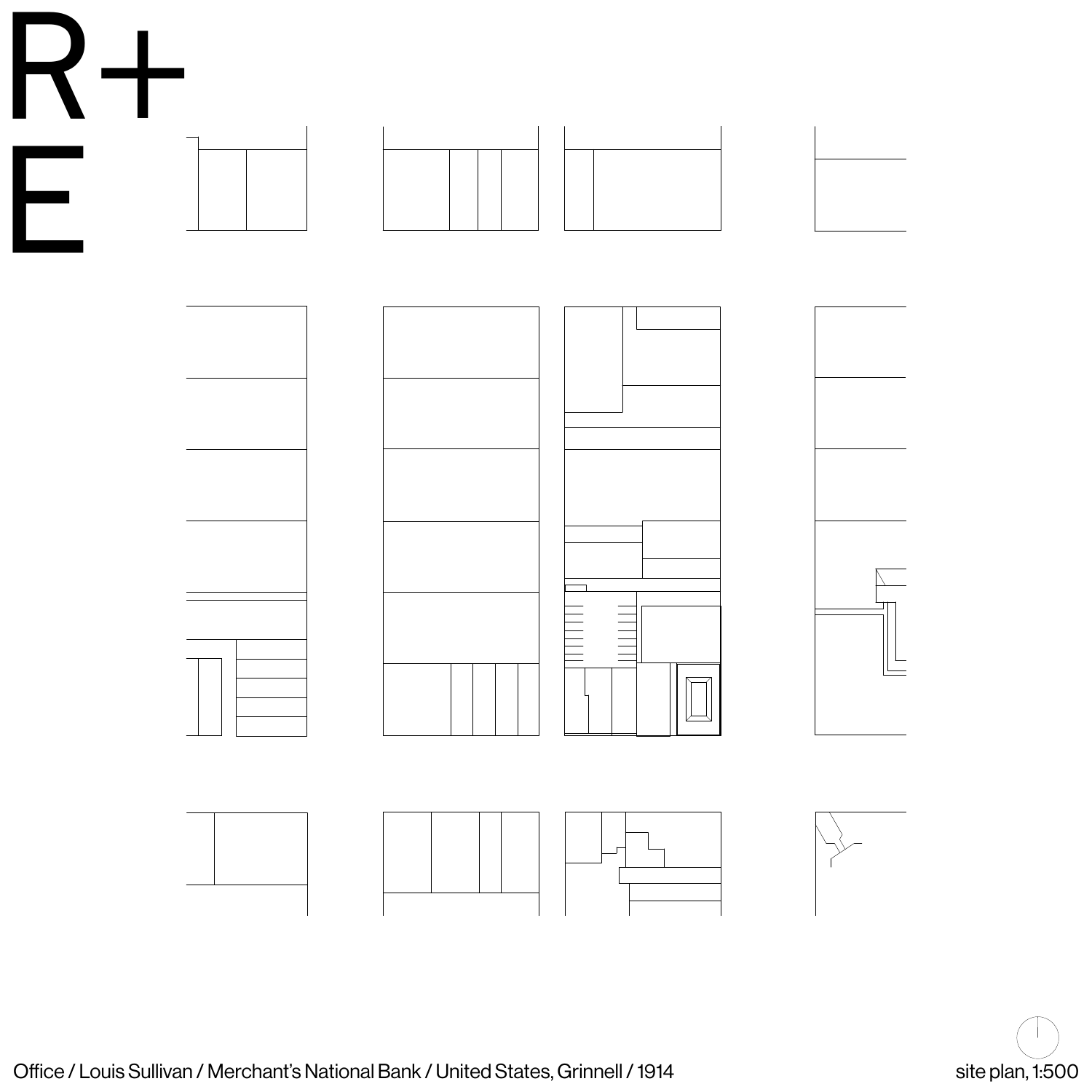R+
E

Office / Louis Sullivan / Merchant's National Bank / United States, Grinnell / 1914

site plan, 1:500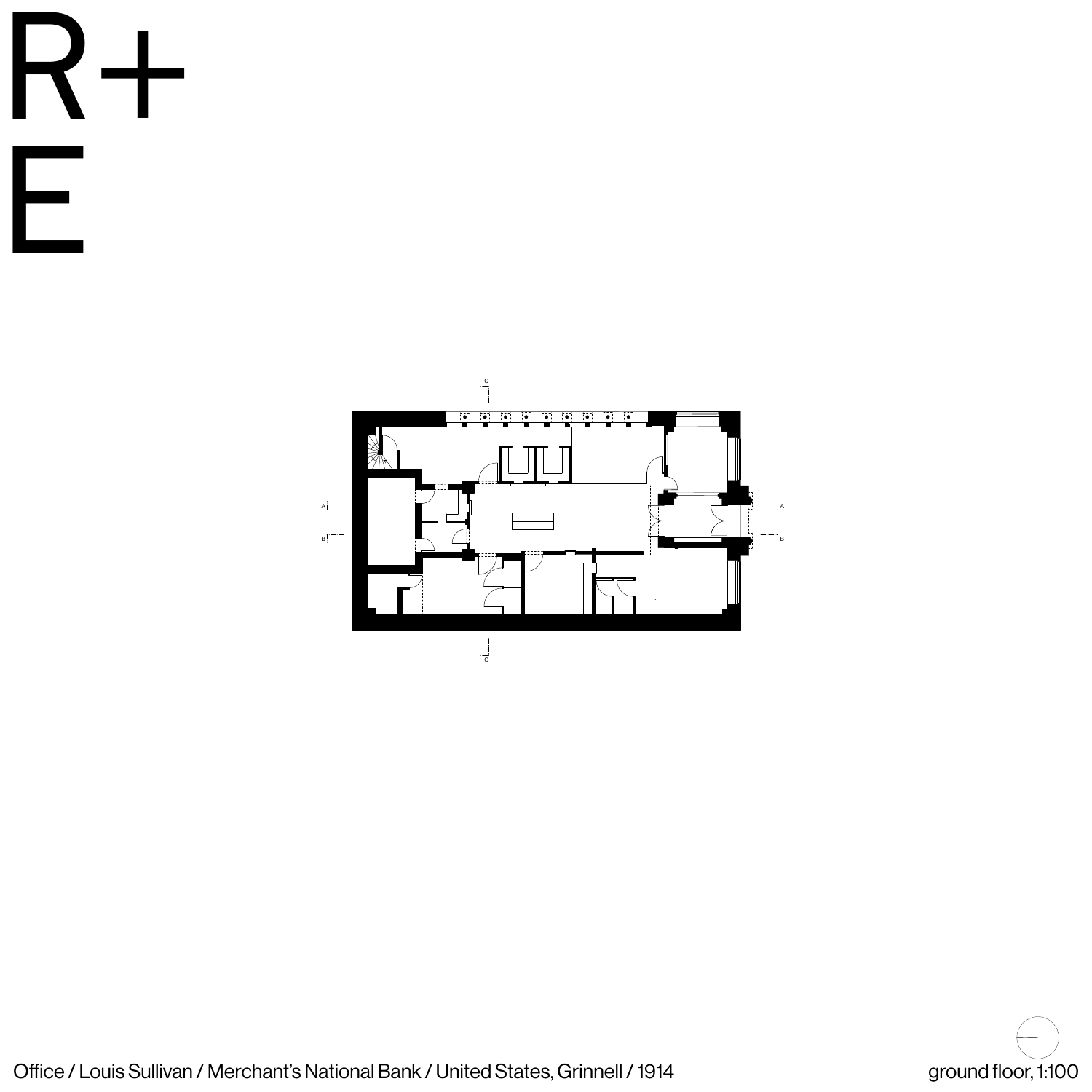R+
E

Office / Louis Sullivan / Merchant's National Bank / United States, Grinnell / 1914

ground floor, 1:100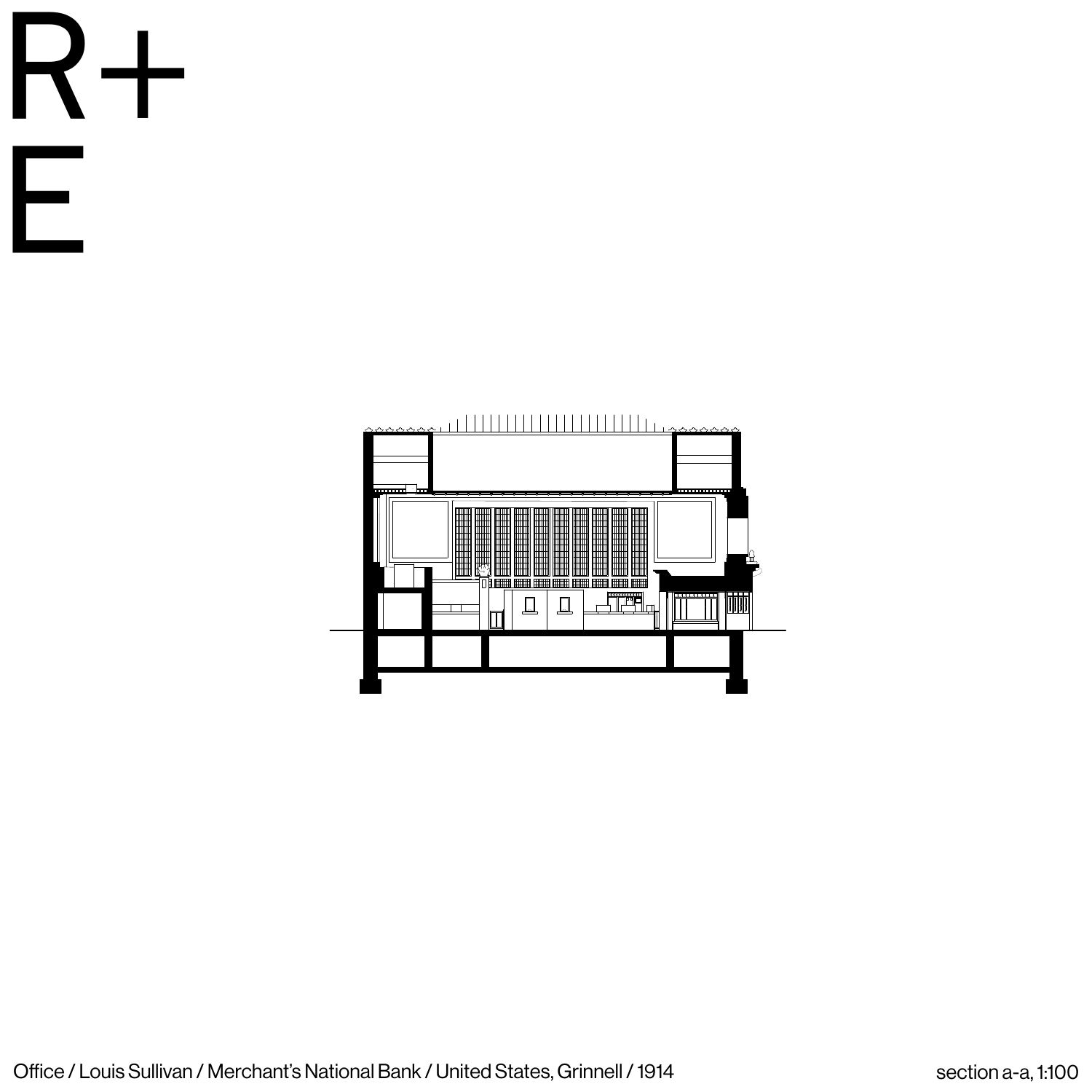R+
E

Office / Louis Sullivan / Merchant's National Bank / United States, Grinnell / 1914

section a-a, 1:100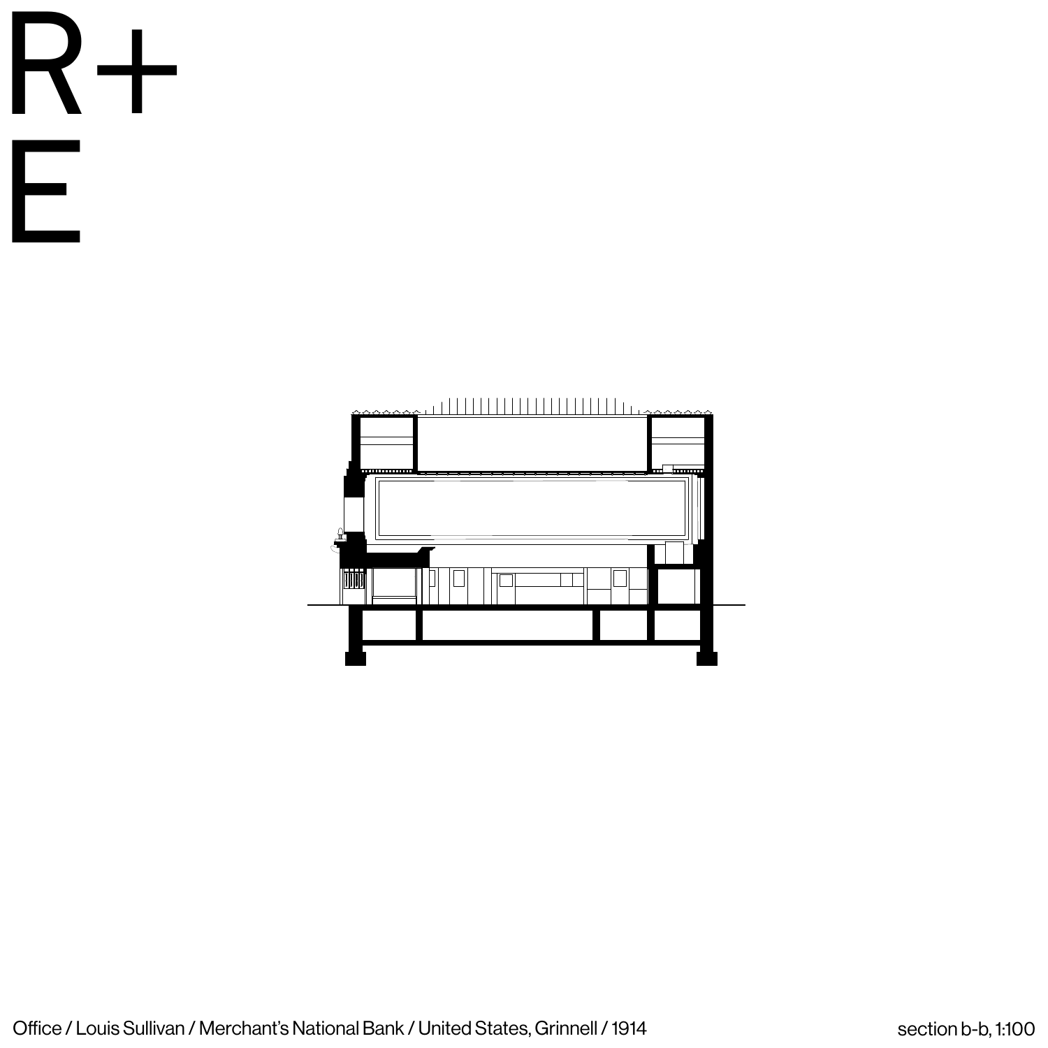R+
E

Office / Louis Sullivan / Merchant's National Bank / United States, Grinnell / 1914

section b-b, 1:100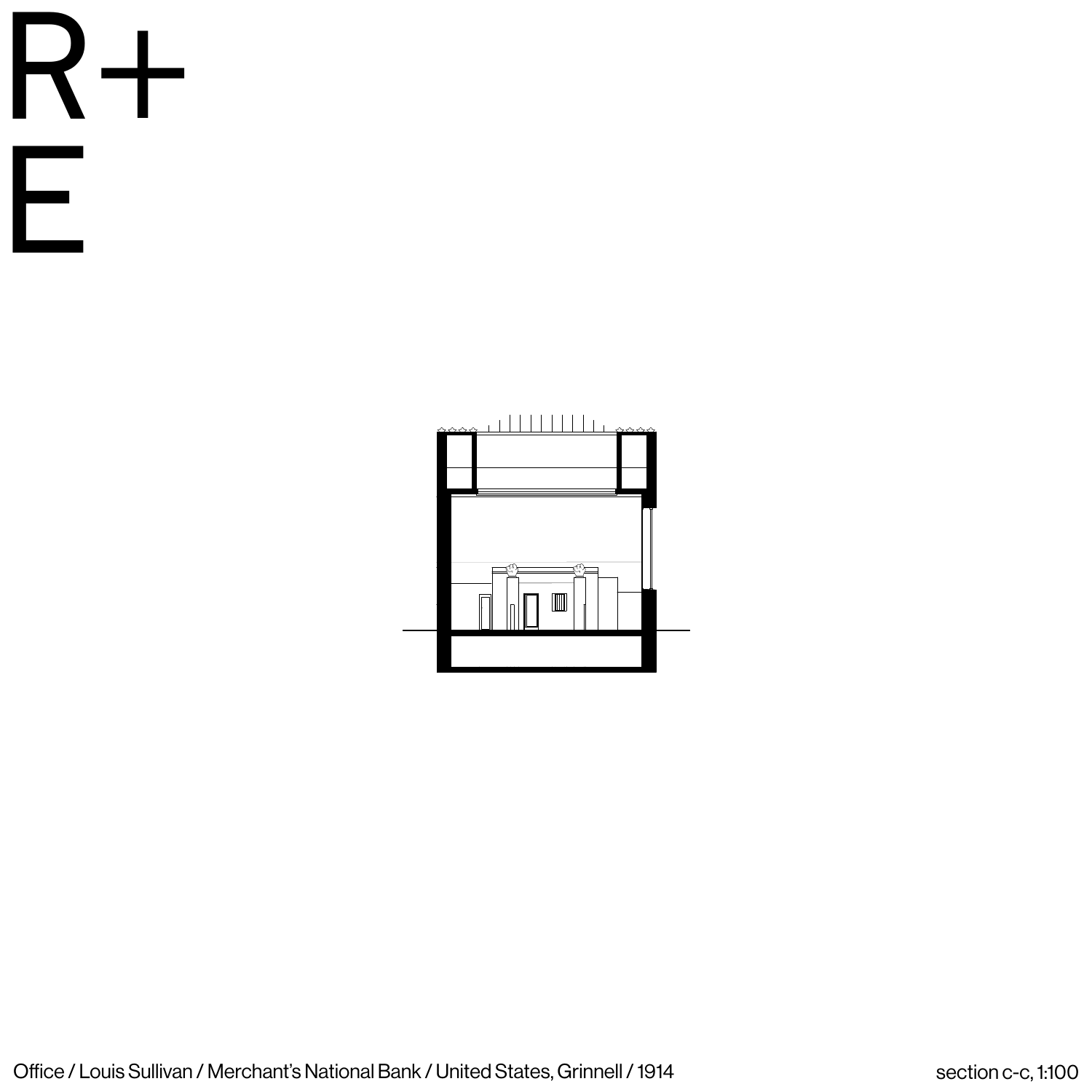R+
E

Office / Louis Sullivan / Merchant's National Bank / United States, Grinnell / 1914

section c-c, 1:100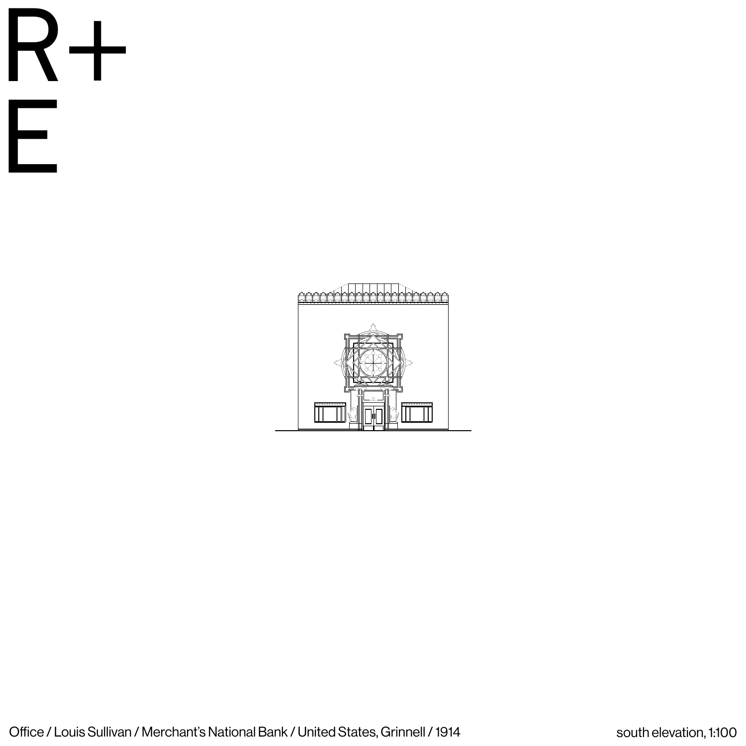R+
E

Office / Louis Sullivan / Merchant's National Bank / United States, Grinnell / 1914

south elevation, 1:100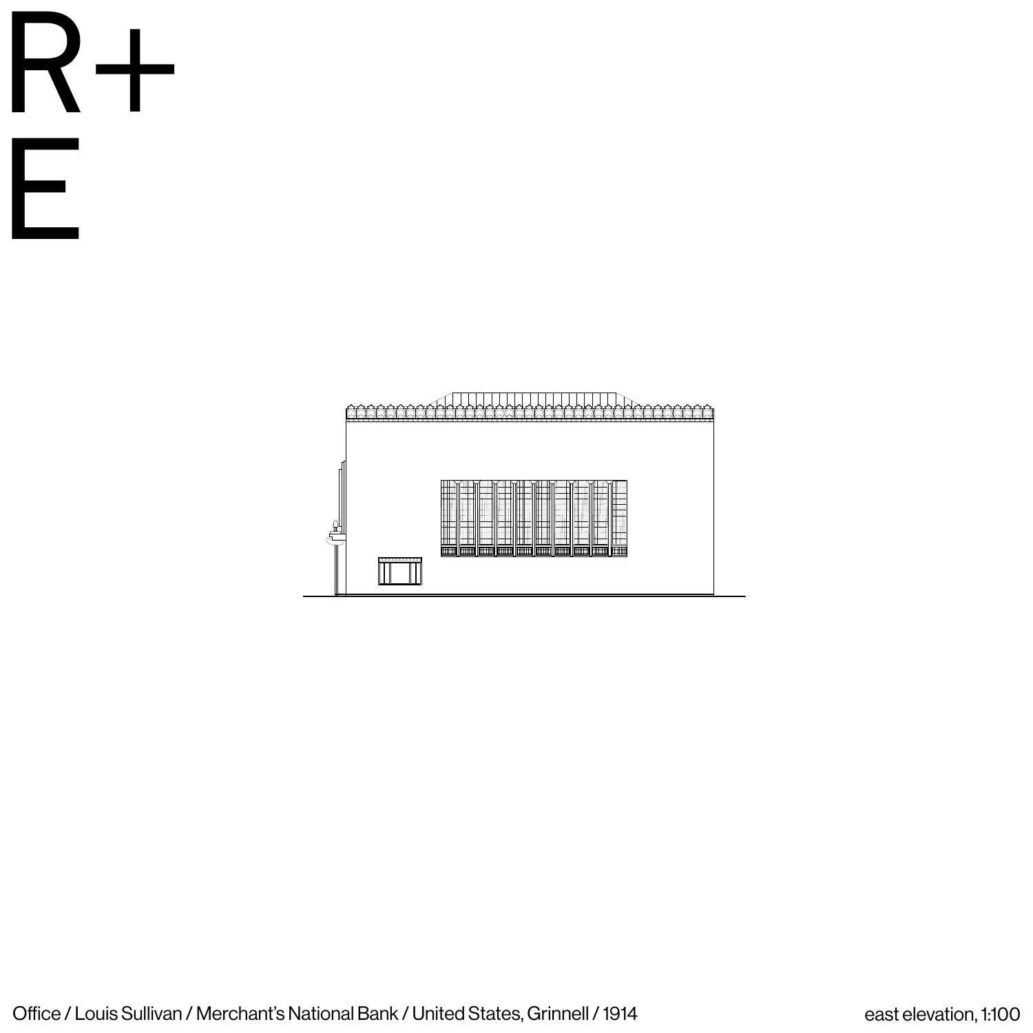R+
E

Office / Louis Sullivan / Merchant's National Bank / United States, Grinnell / 1914

east elevation, 1:100